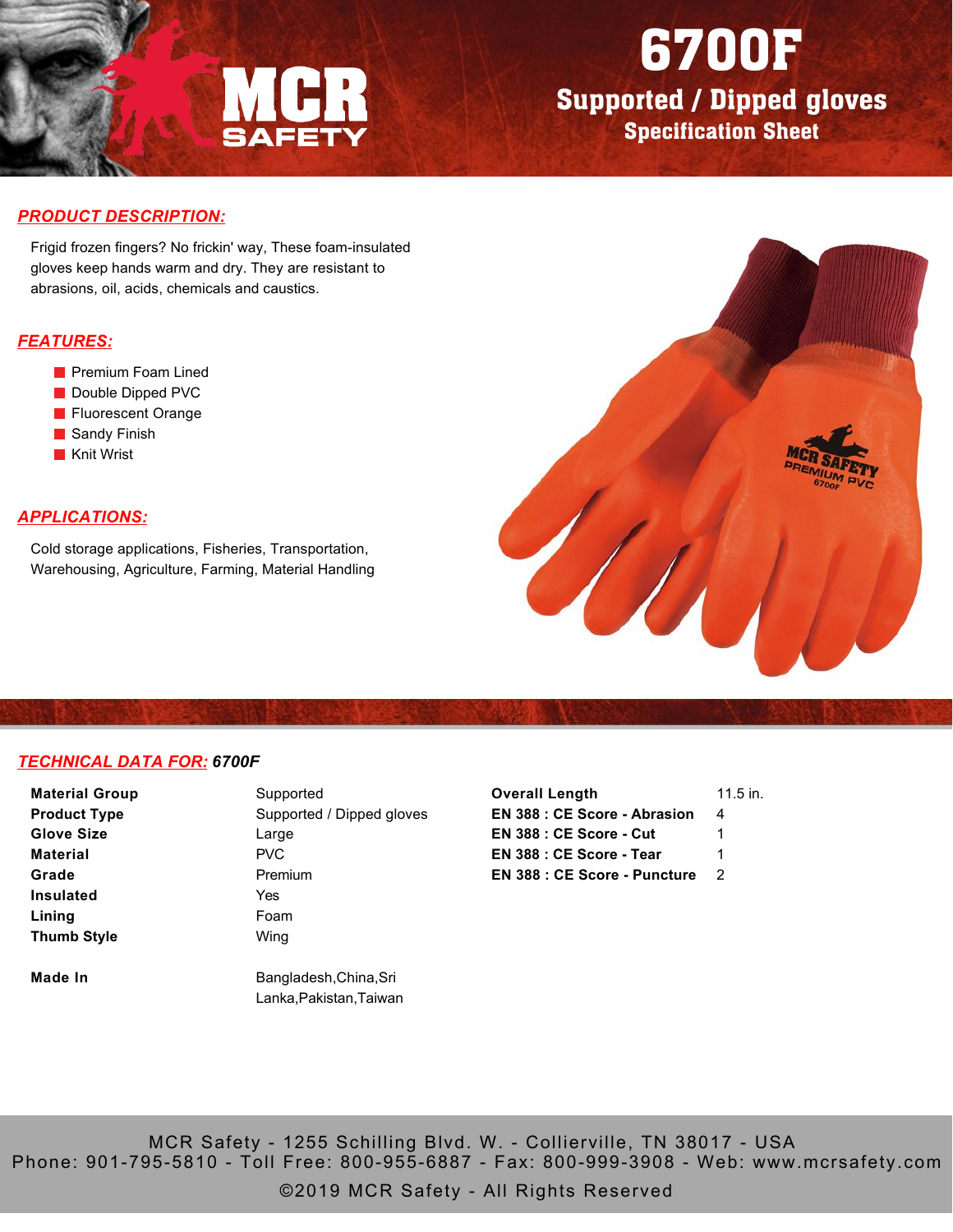# 6700F

## Supported / Dipped gloves

### Specification Sheet

## *PRODUCT DESCRIPTION:*

Frigid frozen fingers? No frickin' way, These foam-insulated gloves keep hands warm and dry. They are resistant to abrasions, oil, acids, chemicals and caustics.

## *FEATURES:*

- Premium Foam Lined
- Double Dipped PVC
- Fluorescent Orange
- Sandy Finish
- Knit Wrist

## *APPLICATIONS:*

Cold storage applications, Fisheries, Transportation, Warehousing, Agriculture, Farming, Material Handling

## *TECHNICAL DATA FOR: 6700F*

| | |
|---|---|
| **Material Group** | Supported |
| **Product Type** | Supported / Dipped gloves |
| **Glove Size** | Large |
| **Material** | PVC |
| **Grade** | Premium |
| **Insulated** | Yes |
| **Lining** | Foam |
| **Thumb Style** | Wing |
| **Made In** | Bangladesh,China,Sri Lanka,Pakistan,Taiwan |

| | |
|---|---|
| **Overall Length** | 11.5 in. |
| **EN 388 : CE Score - Abrasion** | 4 |
| **EN 388 : CE Score - Cut** | 1 |
| **EN 388 : CE Score - Tear** | 1 |
| **EN 388 : CE Score - Puncture** | 2 |

MCR Safety - 1255 Schilling Blvd. W. - Collierville, TN 38017 - USA
Phone: 901-795-5810 - Toll Free: 800-955-6887 - Fax: 800-999-3908 - Web: www.mcrsafety.com
©2019 MCR Safety - All Rights Reserved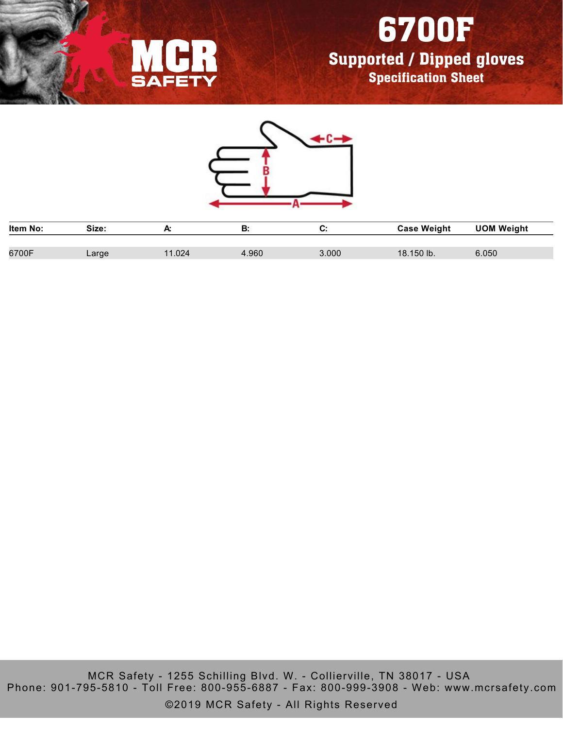# 6700F

## Supported / Dipped gloves

### Specification Sheet

B

C

A

| Item No: | Size: | A: | B: | C: | Case Weight | UOM Weight |
|---|---|---|---|---|---|---|
| 6700F | Large | 11.024 | 4.960 | 3.000 | 18.150 lb. | 6.050 |

MCR Safety - 1255 Schilling Blvd. W. - Collierville, TN 38017 - USA
Phone: 901-795-5810 - Toll Free: 800-955-6887 - Fax: 800-999-3908 - Web: www.mcrsafety.com

©2019 MCR Safety - All Rights Reserved